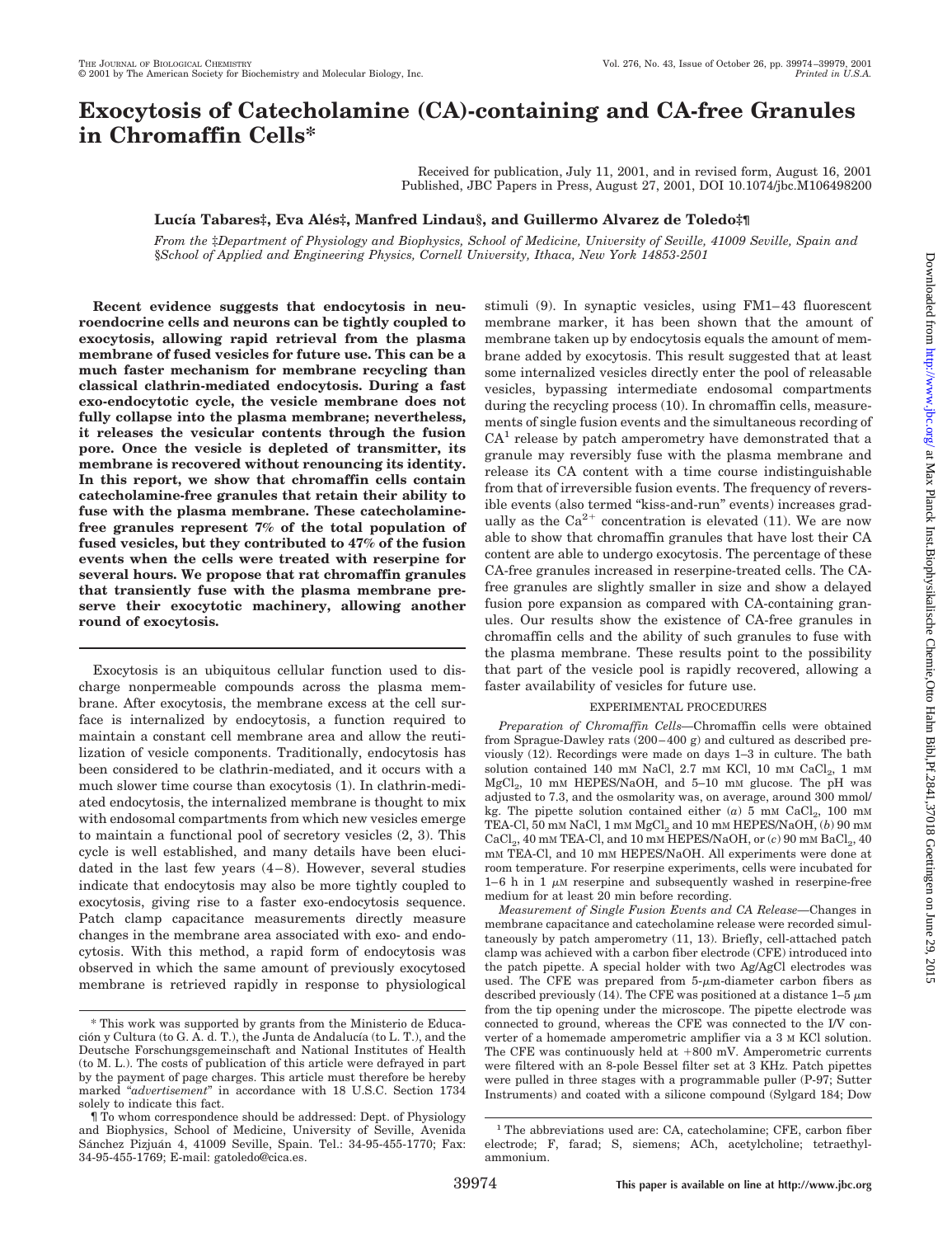# Exocytosis of Catecholamine (CA)-containing and CA-free Granules in Chromaffin Cells*

Received for publication, July 11, 2001, and in revised form, August 16, 2001
Published, JBC Papers in Press, August 27, 2001, DOI 10.1074/jbc.M106498200

**Lucía Tabares‡, Eva Alés‡, Manfred Lindau§, and Guillermo Alvarez de Toledo‡¶**

*From the ‡Department of Physiology and Biophysics, School of Medicine, University of Seville, 41009 Seville, Spain and §School of Applied and Engineering Physics, Cornell University, Ithaca, New York 14853-2501*

**Recent evidence suggests that endocytosis in neuroendocrine cells and neurons can be tightly coupled to exocytosis, allowing rapid retrieval from the plasma membrane of fused vesicles for future use. This can be a much faster mechanism for membrane recycling than classical clathrin-mediated endocytosis. During a fast exo-endocytotic cycle, the vesicle membrane does not fully collapse into the plasma membrane; nevertheless, it releases the vesicular contents through the fusion pore. Once the vesicle is depleted of transmitter, its membrane is recovered without renouncing its identity. In this report, we show that chromaffin cells contain catecholamine-free granules that retain their ability to fuse with the plasma membrane. These catecholamine-free granules represent 7% of the total population of fused vesicles, but they contributed to 47% of the fusion events when the cells were treated with reserpine for several hours. We propose that rat chromaffin granules that transiently fuse with the plasma membrane preserve their exocytotic machinery, allowing another round of exocytosis.**

Exocytosis is an ubiquitous cellular function used to discharge nonpermeable compounds across the plasma membrane. After exocytosis, the membrane excess at the cell surface is internalized by endocytosis, a function required to maintain a constant cell membrane area and allow the reutilization of vesicle components. Traditionally, endocytosis has been considered to be clathrin-mediated, and it occurs with a much slower time course than exocytosis (1). In clathrin-mediated endocytosis, the internalized membrane is thought to mix with endosomal compartments from which new vesicles emerge to maintain a functional pool of secretory vesicles (2, 3). This cycle is well established, and many details have been elucidated in the last few years (4–8). However, several studies indicate that endocytosis may also be more tightly coupled to exocytosis, giving rise to a faster exo-endocytosis sequence. Patch clamp capacitance measurements directly measure changes in the membrane area associated with exo- and endocytosis. With this method, a rapid form of endocytosis was observed in which the same amount of previously exocytosed membrane is retrieved rapidly in response to physiological stimuli (9). In synaptic vesicles, using FM1–43 fluorescent membrane marker, it has been shown that the amount of membrane taken up by endocytosis equals the amount of membrane added by exocytosis. This result suggested that at least some internalized vesicles directly enter the pool of releasable vesicles, bypassing intermediate endosomal compartments during the recycling process (10). In chromaffin cells, measurements of single fusion events and the simultaneous recording of CA[1] release by patch amperometry have demonstrated that a granule may reversibly fuse with the plasma membrane and release its CA content with a time course indistinguishable from that of irreversible fusion events. The frequency of reversible events (also termed "kiss-and-run" events) increases gradually as the $Ca^{2+}$ concentration is elevated (11). We are now able to show that chromaffin granules that have lost their CA content are able to undergo exocytosis. The percentage of these CA-free granules increased in reserpine-treated cells. The CA-free granules are slightly smaller in size and show a delayed fusion pore expansion as compared with CA-containing granules. Our results show the existence of CA-free granules in chromaffin cells and the ability of such granules to fuse with the plasma membrane. These results point to the possibility that part of the vesicle pool is rapidly recovered, allowing a faster availability of vesicles for future use.

## EXPERIMENTAL PROCEDURES

*Preparation of Chromaffin Cells*—Chromaffin cells were obtained from Sprague-Dawley rats (200–400 g) and cultured as described previously (12). Recordings were made on days 1–3 in culture. The bath solution contained 140 mM NaCl, 2.7 mM KCl, 10 mM $CaCl_2$, 1 mM $MgCl_2$, 10 mM HEPES/NaOH, and 5–10 mM glucose. The pH was adjusted to 7.3, and the osmolarity was, on average, around 300 mmol/kg. The pipette solution contained either (*a*) 5 mM $CaCl_2$, 100 mM TEA-Cl, 50 mM NaCl, 1 mM $MgCl_2$ and 10 mM HEPES/NaOH, (*b*) 90 mM $CaCl_2$, 40 mM TEA-Cl, and 10 mM HEPES/NaOH, or (*c*) 90 mM $BaCl_2$, 40 mM TEA-Cl, and 10 mM HEPES/NaOH. All experiments were done at room temperature. For reserpine experiments, cells were incubated for 1–6 h in 1 μM reserpine and subsequently washed in reserpine-free medium for at least 20 min before recording.

*Measurement of Single Fusion Events and CA Release*—Changes in membrane capacitance and catecholamine release were recorded simultaneously by patch amperometry (11, 13). Briefly, cell-attached patch clamp was achieved with a carbon fiber electrode (CFE) introduced into the patch pipette. A special holder with two Ag/AgCl electrodes was used. The CFE was prepared from 5-μm-diameter carbon fibers as described previously (14). The CFE was positioned at a distance 1–5 μm from the tip opening under the microscope. The pipette electrode was connected to ground, whereas the CFE was connected to the I/V converter of a homemade amperometric amplifier via a 3 M KCl solution. The CFE was continuously held at +800 mV. Amperometric currents were filtered with an 8-pole Bessel filter set at 3 KHz. Patch pipettes were pulled in three stages with a programmable puller (P-97; Sutter Instruments) and coated with a silicone compound (Sylgard 184; Dow

\* This work was supported by grants from the Ministerio de Educación y Cultura (to G. A. d. T.), the Junta de Andalucía (to L. T.), and the Deutsche Forschungsgemeinschaft and National Institutes of Health (to M. L.). The costs of publication of this article were defrayed in part by the payment of page charges. This article must therefore be hereby marked "*advertisement*" in accordance with 18 U.S.C. Section 1734 solely to indicate this fact.

¶ To whom correspondence should be addressed: Dept. of Physiology and Biophysics, School of Medicine, University of Seville, Avenida Sánchez Pizjuán 4, 41009 Seville, Spain. Tel.: 34-95-455-1770; Fax: 34-95-455-1769; E-mail: gatoledo@cica.es.

[1] The abbreviations used are: CA, catecholamine; CFE, carbon fiber electrode; F, farad; S, siemens; ACh, acetylcholine; tetraethylammonium.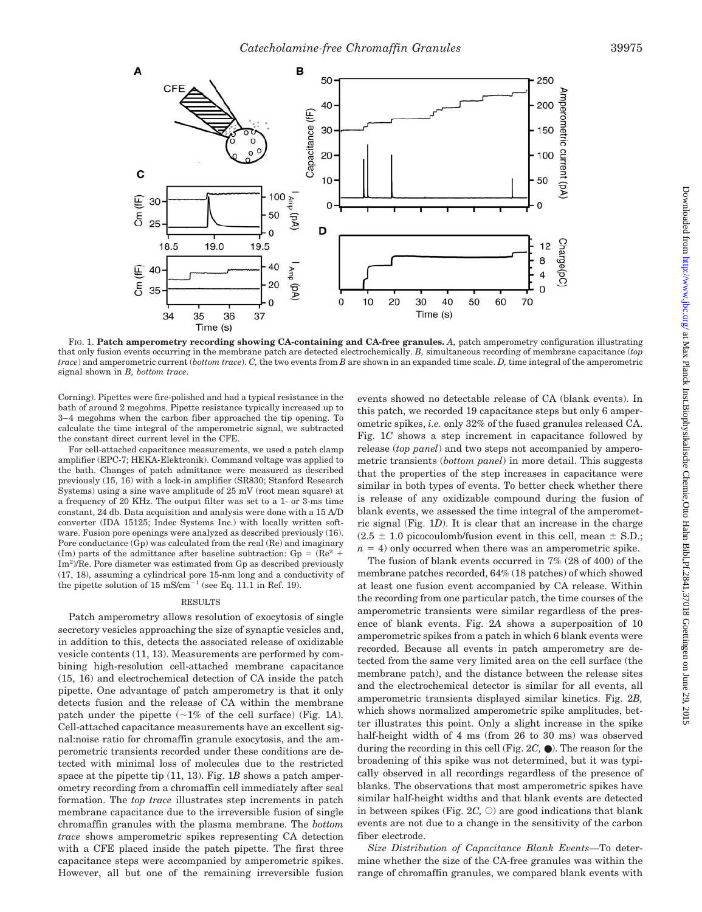FIG. 1. **Patch amperometry recording showing CA-containing and CA-free granules.** *A,* patch amperometry configuration illustrating that only fusion events occurring in the membrane patch are detected electrochemically. *B,* simultaneous recording of membrane capacitance (*top trace*) and amperometric current (*bottom trace*). *C,* the two events from *B* are shown in an expanded time scale. *D,* time integral of the amperometric signal shown in *B, bottom trace*.

Corning). Pipettes were fire-polished and had a typical resistance in the bath of around 2 megohms. Pipette resistance typically increased up to 3–4 megohms when the carbon fiber approached the tip opening. To calculate the time integral of the amperometric signal, we subtracted the constant direct current level in the CFE.

For cell-attached capacitance measurements, we used a patch clamp amplifier (EPC-7; HEKA-Elektronik). Command voltage was applied to the bath. Changes of patch admittance were measured as described previously (15, 16) with a lock-in amplifier (SR830; Stanford Research Systems) using a sine wave amplitude of 25 mV (root mean square) at a frequency of 20 KHz. The output filter was set to a 1- or 3-ms time constant, 24 db. Data acquisition and analysis were done with a 15 A/D converter (IDA 15125; Indec Systems Inc.) with locally written software. Fusion pore openings were analyzed as described previously (16). Pore conductance (Gp) was calculated from the real (Re) and imaginary (Im) parts of the admittance after baseline subtraction: $Gp = (Re^2 + Im^2)/Re$. Pore diameter was estimated from Gp as described previously (17, 18), assuming a cylindrical pore 15-nm long and a conductivity of the pipette solution of 15 $mS/cm^{-1}$ (see Eq. 11.1 in Ref. 19).

## RESULTS

Patch amperometry allows resolution of exocytosis of single secretory vesicles approaching the size of synaptic vesicles and, in addition to this, detects the associated release of oxidizable vesicle contents (11, 13). Measurements are performed by combining high-resolution cell-attached membrane capacitance (15, 16) and electrochemical detection of CA inside the patch pipette. One advantage of patch amperometry is that it only detects fusion and the release of CA within the membrane patch under the pipette (~1% of the cell surface) (Fig. 1*A*). Cell-attached capacitance measurements have an excellent signal:noise ratio for chromaffin granule exocytosis, and the amperometric transients recorded under these conditions are detected with minimal loss of molecules due to the restricted space at the pipette tip (11, 13). Fig. 1*B* shows a patch amperometry recording from a chromaffin cell immediately after seal formation. The *top trace* illustrates step increments in patch membrane capacitance due to the irreversible fusion of single chromaffin granules with the plasma membrane. The *bottom trace* shows amperometric spikes representing CA detection with a CFE placed inside the patch pipette. The first three capacitance steps were accompanied by amperometric spikes. However, all but one of the remaining irreversible fusion events showed no detectable release of CA (blank events). In this patch, we recorded 19 capacitance steps but only 6 amperometric spikes, *i.e.* only 32% of the fused granules released CA. Fig. 1*C* shows a step increment in capacitance followed by release (*top panel*) and two steps not accompanied by amperometric transients (*bottom panel*) in more detail. This suggests that the properties of the step increases in capacitance were similar in both types of events. To better check whether there is release of any oxidizable compound during the fusion of blank events, we assessed the time integral of the amperometric signal (Fig. 1*D*). It is clear that an increase in the charge (2.5 ± 1.0 picocoulomb/fusion event in this cell, mean ± S.D.; $n = 4$) only occurred when there was an amperometric spike.

The fusion of blank events occurred in 7% (28 of 400) of the membrane patches recorded, 64% (18 patches) of which showed at least one fusion event accompanied by CA release. Within the recording from one particular patch, the time courses of the amperometric transients were similar regardless of the presence of blank events. Fig. 2*A* shows a superposition of 10 amperometric spikes from a patch in which 6 blank events were recorded. Because all events in patch amperometry are detected from the same very limited area on the cell surface (the membrane patch), and the distance between the release sites and the electrochemical detector is similar for all events, all amperometric transients displayed similar kinetics. Fig. 2*B*, which shows normalized amperometric spike amplitudes, better illustrates this point. Only a slight increase in the spike half-height width of 4 ms (from 26 to 30 ms) was observed during the recording in this cell (Fig. 2*C*, ●). The reason for the broadening of this spike was not determined, but it was typically observed in all recordings regardless of the presence of blanks. The observations that most amperometric spikes have similar half-height widths and that blank events are detected in between spikes (Fig. 2*C*, ○) are good indications that blank events are not due to a change in the sensitivity of the carbon fiber electrode.

*Size Distribution of Capacitance Blank Events*—To determine whether the size of the CA-free granules was within the range of chromaffin granules, we compared blank events with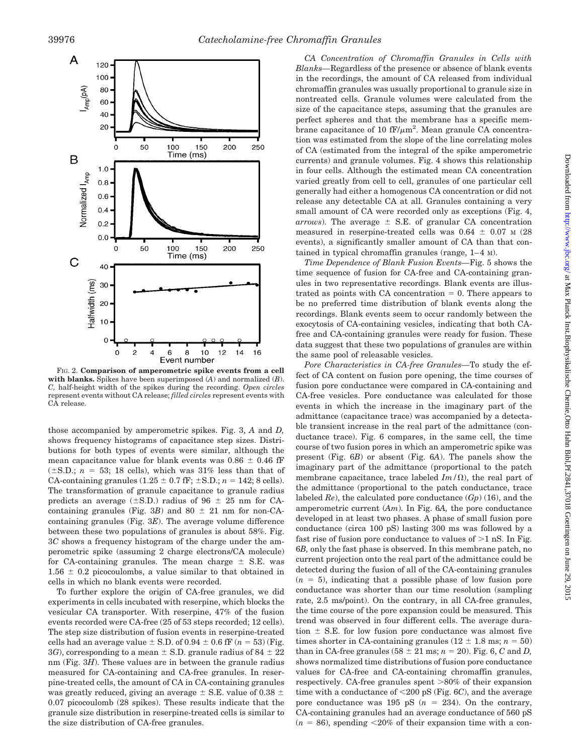FIG. 2. **Comparison of amperometric spike events from a cell with blanks.** Spikes have been superimposed (*A*) and normalized (*B*). *C,* half-height width of the spikes during the recording. *Open circles* represent events without CA release; *filled circles* represent events with CA release.

those accompanied by amperometric spikes. Fig. 3, *A* and *D,* shows frequency histograms of capacitance step sizes. Distributions for both types of events were similar, although the mean capacitance value for blank events was 0.86 ± 0.46 fF (±S.D.; $n$ = 53; 18 cells), which was 31% less than that of CA-containing granules (1.25 ± 0.7 fF; ±S.D.; $n$ = 142; 8 cells). The transformation of granule capacitance to granule radius predicts an average (±S.D.) radius of 96 ± 25 nm for CA-containing granules (Fig. 3*B*) and 80 ± 21 nm for non-CA-containing granules (Fig. 3*E*). The average volume difference between these two populations of granules is about 58%. Fig. 3*C* shows a frequency histogram of the charge under the amperometric spike (assuming 2 charge electrons/CA molecule) for CA-containing granules. The mean charge ± S.E. was 1.56 ± 0.2 picocoulombs, a value similar to that obtained in cells in which no blank events were recorded.

To further explore the origin of CA-free granules, we did experiments in cells incubated with reserpine, which blocks the vesicular CA transporter. With reserpine, 47% of the fusion events recorded were CA-free (25 of 53 steps recorded; 12 cells). The step size distribution of fusion events in reserpine-treated cells had an average value ± S.D. of 0.94 ± 0.6 fF ($n$ = 53) (Fig. 3*G*), corresponding to a mean ± S.D. granule radius of 84 ± 22 nm (Fig. 3*H*). These values are in between the granule radius measured for CA-containing and CA-free granules. In reserpine-treated cells, the amount of CA in CA-containing granules was greatly reduced, giving an average ± S.E. value of 0.38 ± 0.07 picocoulomb (28 spikes). These results indicate that the granule size distribution in reserpine-treated cells is similar to the size distribution of CA-free granules.

*CA Concentration of Chromaffin Granules in Cells with Blanks*—Regardless of the presence or absence of blank events in the recordings, the amount of CA released from individual chromaffin granules was usually proportional to granule size in nontreated cells. Granule volumes were calculated from the size of the capacitance steps, assuming that the granules are perfect spheres and that the membrane has a specific membrane capacitance of 10 fF/μm$^2$. Mean granule CA concentration was estimated from the slope of the line correlating moles of CA (estimated from the integral of the spike amperometric currents) and granule volumes. Fig. 4 shows this relationship in four cells. Although the estimated mean CA concentration varied greatly from cell to cell, granules of one particular cell generally had either a homogenous CA concentration or did not release any detectable CA at all. Granules containing a very small amount of CA were recorded only as exceptions (Fig. 4, *arrows*). The average ± S.E. of granular CA concentration measured in reserpine-treated cells was 0.64 ± 0.07 M (28 events), a significantly smaller amount of CA than that contained in typical chromaffin granules (range, 1–4 M).

*Time Dependence of Blank Fusion Events*—Fig. 5 shows the time sequence of fusion for CA-free and CA-containing granules in two representative recordings. Blank events are illustrated as points with CA concentration = 0. There appears to be no preferred time distribution of blank events along the recordings. Blank events seem to occur randomly between the exocytosis of CA-containing vesicles, indicating that both CA-free and CA-containing granules were ready for fusion. These data suggest that these two populations of granules are within the same pool of releasable vesicles.

*Pore Characteristics in CA-free Granules*—To study the effect of CA content on fusion pore opening, the time courses of fusion pore conductance were compared in CA-containing and CA-free vesicles. Pore conductance was calculated for those events in which the increase in the imaginary part of the admittance (capacitance trace) was accompanied by a detectable transient increase in the real part of the admittance (conductance trace). Fig. 6 compares, in the same cell, the time course of two fusion pores in which an amperometric spike was present (Fig. 6*B*) or absent (Fig. 6*A*). The panels show the imaginary part of the admittance (proportional to the patch membrane capacitance, trace labeled *Im*/Ω), the real part of the admittance (proportional to the patch conductance, trace labeled *Re*), the calculated pore conductance (*Gp*) (16), and the amperometric current (*Am*). In Fig. 6*A,* the pore conductance developed in at least two phases. A phase of small fusion pore conductance (circa 100 pS) lasting 300 ms was followed by a fast rise of fusion pore conductance to values of >1 nS. In Fig. 6*B,* only the fast phase is observed. In this membrane patch, no current projection onto the real part of the admittance could be detected during the fusion of all of the CA-containing granules ($n$ = 5), indicating that a possible phase of low fusion pore conductance was shorter than our time resolution (sampling rate, 2.5 ms/point). On the contrary, in all CA-free granules, the time course of the pore expansion could be measured. This trend was observed in four different cells. The average duration ± S.E. for low fusion pore conductance was almost five times shorter in CA-containing granules (12 ± 1.8 ms; $n$ = 50) than in CA-free granules (58 ± 21 ms; $n$ = 20). Fig. 6, *C* and *D,* shows normalized time distributions of fusion pore conductance values for CA-free and CA-containing chromaffin granules, respectively. CA-free granules spent >80% of their expansion time with a conductance of <200 pS (Fig. 6*C*), and the average pore conductance was 195 pS ($n$ = 234). On the contrary, CA-containing granules had an average conductance of 560 pS ($n$ = 86), spending <20% of their expansion time with a con-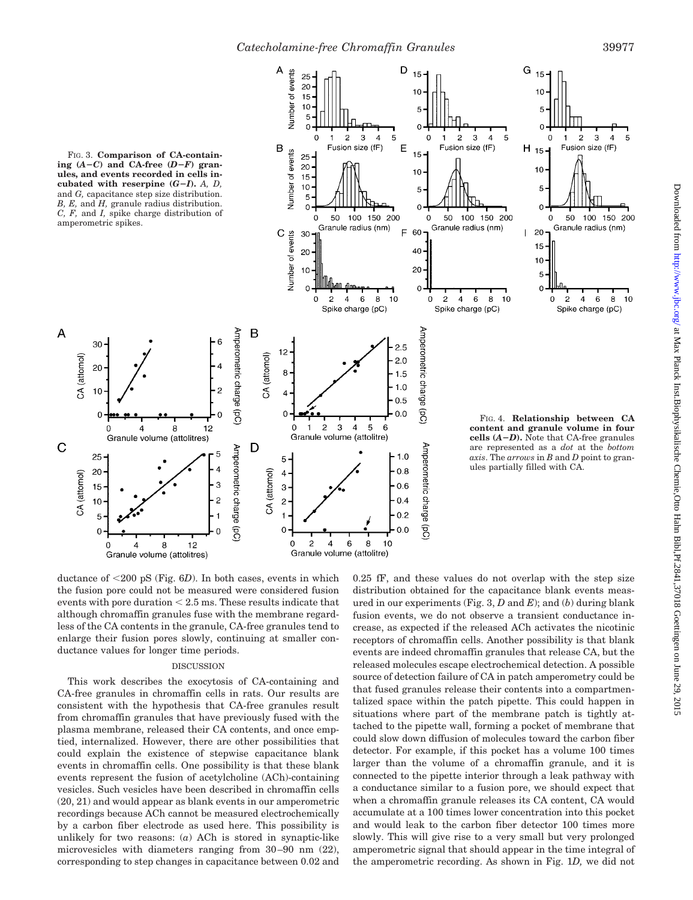FIG. 3. **Comparison of CA-containing (A–C) and CA-free (D–F) granules, and events recorded in cells incubated with reserpine (G–I).** *A, D,* and *G,* capacitance step size distribution. *B, E,* and *H,* granule radius distribution. *C, F,* and *I,* spike charge distribution of amperometric spikes.

FIG. 4. **Relationship between CA content and granule volume in four cells (A–D).** Note that CA-free granules are represented as a *dot* at the *bottom axis*. The *arrows* in *B* and *D* point to granules partially filled with CA.

ductance of <200 pS (Fig. 6*D*). In both cases, events in which the fusion pore could not be measured were considered fusion events with pore duration < 2.5 ms. These results indicate that although chromaffin granules fuse with the membrane regardless of the CA contents in the granule, CA-free granules tend to enlarge their fusion pores slowly, continuing at smaller conductance values for longer time periods.

## DISCUSSION

This work describes the exocytosis of CA-containing and CA-free granules in chromaffin cells in rats. Our results are consistent with the hypothesis that CA-free granules result from chromaffin granules that have previously fused with the plasma membrane, released their CA contents, and once emptied, internalized. However, there are other possibilities that could explain the existence of stepwise capacitance blank events in chromaffin cells. One possibility is that these blank events represent the fusion of acetylcholine (ACh)-containing vesicles. Such vesicles have been described in chromaffin cells (20, 21) and would appear as blank events in our amperometric recordings because ACh cannot be measured electrochemically by a carbon fiber electrode as used here. This possibility is unlikely for two reasons: (*a*) ACh is stored in synaptic-like microvesicles with diameters ranging from 30–90 nm (22), corresponding to step changes in capacitance between 0.02 and 0.25 fF, and these values do not overlap with the step size distribution obtained for the capacitance blank events measured in our experiments (Fig. 3, *D* and *E*); and (*b*) during blank fusion events, we do not observe a transient conductance increase, as expected if the released ACh activates the nicotinic receptors of chromaffin cells. Another possibility is that blank events are indeed chromaffin granules that release CA, but the released molecules escape electrochemical detection. A possible source of detection failure of CA in patch amperometry could be that fused granules release their contents into a compartmentalized space within the patch pipette. This could happen in situations where part of the membrane patch is tightly attached to the pipette wall, forming a pocket of membrane that could slow down diffusion of molecules toward the carbon fiber detector. For example, if this pocket has a volume 100 times larger than the volume of a chromaffin granule, and it is connected to the pipette interior through a leak pathway with a conductance similar to a fusion pore, we should expect that when a chromaffin granule releases its CA content, CA would accumulate at a 100 times lower concentration into this pocket and would leak to the carbon fiber detector 100 times more slowly. This will give rise to a very small but very prolonged amperometric signal that should appear in the time integral of the amperometric recording. As shown in Fig. 1*D,* we did not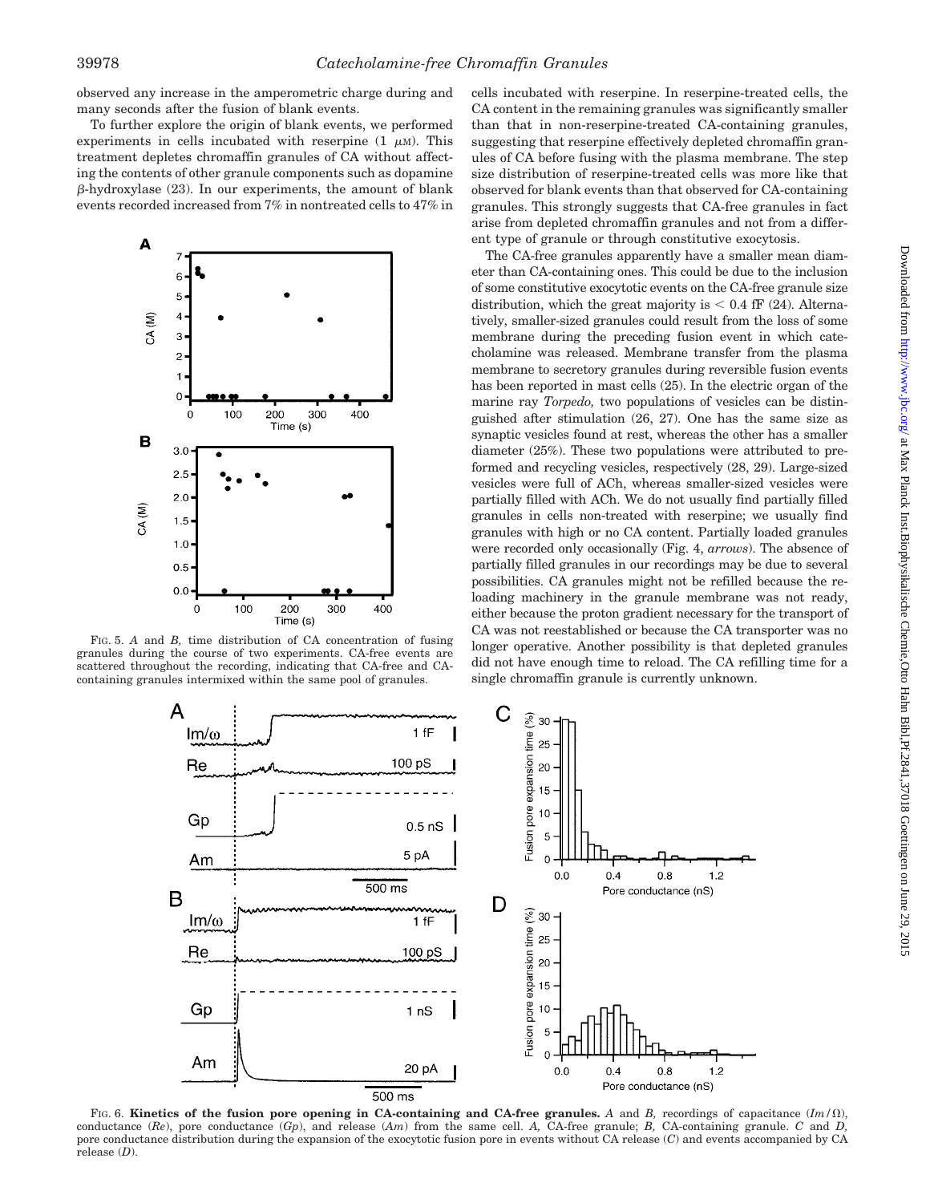observed any increase in the amperometric charge during and many seconds after the fusion of blank events.

To further explore the origin of blank events, we performed experiments in cells incubated with reserpine (1 μM). This treatment depletes chromaffin granules of CA without affecting the contents of other granule components such as dopamine β-hydroxylase (23). In our experiments, the amount of blank events recorded increased from 7% in nontreated cells to 47% in cells incubated with reserpine. In reserpine-treated cells, the CA content in the remaining granules was significantly smaller than that in non-reserpine-treated CA-containing granules, suggesting that reserpine effectively depleted chromaffin granules of CA before fusing with the plasma membrane. The step size distribution of reserpine-treated cells was more like that observed for blank events than that observed for CA-containing granules. This strongly suggests that CA-free granules in fact arise from depleted chromaffin granules and not from a different type of granule or through constitutive exocytosis.

FIG. 5. *A* and *B,* time distribution of CA concentration of fusing granules during the course of two experiments. CA-free events are scattered throughout the recording, indicating that CA-free and CA-containing granules intermixed within the same pool of granules.

The CA-free granules apparently have a smaller mean diameter than CA-containing ones. This could be due to the inclusion of some constitutive exocytotic events on the CA-free granule size distribution, which the great majority is < 0.4 fF (24). Alternatively, smaller-sized granules could result from the loss of some membrane during the preceding fusion event in which catecholamine was released. Membrane transfer from the plasma membrane to secretory granules during reversible fusion events has been reported in mast cells (25). In the electric organ of the marine ray *Torpedo,* two populations of vesicles can be distinguished after stimulation (26, 27). One has the same size as synaptic vesicles found at rest, whereas the other has a smaller diameter (25%). These two populations were attributed to preformed and recycling vesicles, respectively (28, 29). Large-sized vesicles were full of ACh, whereas smaller-sized vesicles were partially filled with ACh. We do not usually find partially filled granules in cells non-treated with reserpine; we usually find granules with high or no CA content. Partially loaded granules were recorded only occasionally (Fig. 4, *arrows*). The absence of partially filled granules in our recordings may be due to several possibilities. CA granules might not be refilled because the reloading machinery in the granule membrane was not ready, either because the proton gradient necessary for the transport of CA was not reestablished or because the CA transporter was no longer operative. Another possibility is that depleted granules did not have enough time to reload. The CA refilling time for a single chromaffin granule is currently unknown.

FIG. 6. **Kinetics of the fusion pore opening in CA-containing and CA-free granules.** *A* and *B,* recordings of capacitance ($Im/\Omega$), conductance (*Re*), pore conductance (*Gp*), and release (*Am*) from the same cell. *A,* CA-free granule; *B,* CA-containing granule. *C* and *D,* pore conductance distribution during the expansion of the exocytotic fusion pore in events without CA release (*C*) and events accompanied by CA release (*D*).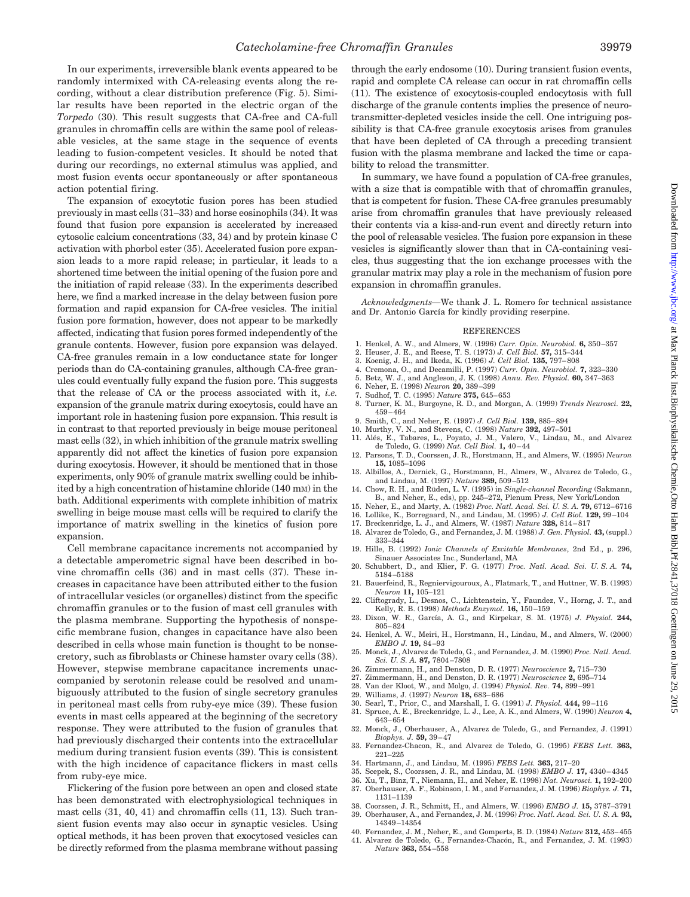In our experiments, irreversible blank events appeared to be randomly intermixed with CA-releasing events along the recording, without a clear distribution preference (Fig. 5). Similar results have been reported in the electric organ of the *Torpedo* (30). This result suggests that CA-free and CA-full granules in chromaffin cells are within the same pool of releasable vesicles, at the same stage in the sequence of events leading to fusion-competent vesicles. It should be noted that during our recordings, no external stimulus was applied, and most fusion events occur spontaneously or after spontaneous action potential firing.

The expansion of exocytotic fusion pores has been studied previously in mast cells (31–33) and horse eosinophils (34). It was found that fusion pore expansion is accelerated by increased cytosolic calcium concentrations (33, 34) and by protein kinase C activation with phorbol ester (35). Accelerated fusion pore expansion leads to a more rapid release; in particular, it leads to a shortened time between the initial opening of the fusion pore and the initiation of rapid release (33). In the experiments described here, we find a marked increase in the delay between fusion pore formation and rapid expansion for CA-free vesicles. The initial fusion pore formation, however, does not appear to be markedly affected, indicating that fusion pores formed independently of the granule contents. However, fusion pore expansion was delayed. CA-free granules remain in a low conductance state for longer periods than do CA-containing granules, although CA-free granules could eventually fully expand the fusion pore. This suggests that the release of CA or the process associated with it, *i.e.* expansion of the granule matrix during exocytosis, could have an important role in hastening fusion pore expansion. This result is in contrast to that reported previously in beige mouse peritoneal mast cells (32), in which inhibition of the granule matrix swelling apparently did not affect the kinetics of fusion pore expansion during exocytosis. However, it should be mentioned that in those experiments, only 90% of granule matrix swelling could be inhibited by a high concentration of histamine chloride (140 mM) in the bath. Additional experiments with complete inhibition of matrix swelling in beige mouse mast cells will be required to clarify the importance of matrix swelling in the kinetics of fusion pore expansion.

Cell membrane capacitance increments not accompanied by a detectable amperometric signal have been described in bovine chromaffin cells (36) and in mast cells (37). These increases in capacitance have been attributed either to the fusion of intracellular vesicles (or organelles) distinct from the specific chromaffin granules or to the fusion of mast cell granules with the plasma membrane. Supporting the hypothesis of nonspecific membrane fusion, changes in capacitance have also been described in cells whose main function is thought to be nonsecretory, such as fibroblasts or Chinese hamster ovary cells (38). However, stepwise membrane capacitance increments unaccompanied by serotonin release could be resolved and unambiguously attributed to the fusion of single secretory granules in peritoneal mast cells from ruby-eye mice (39). These fusion events in mast cells appeared at the beginning of the secretory response. They were attributed to the fusion of granules that had previously discharged their contents into the extracellular medium during transient fusion events (39). This is consistent with the high incidence of capacitance flickers in mast cells from ruby-eye mice.

Flickering of the fusion pore between an open and closed state has been demonstrated with electrophysiological techniques in mast cells (31, 40, 41) and chromaffin cells (11, 13). Such transient fusion events may also occur in synaptic vesicles. Using optical methods, it has been proven that exocytosed vesicles can be directly reformed from the plasma membrane without passing through the early endosome (10). During transient fusion events, rapid and complete CA release can occur in rat chromaffin cells (11). The existence of exocytosis-coupled endocytosis with full discharge of the granule contents implies the presence of neurotransmitter-depleted vesicles inside the cell. One intriguing possibility is that CA-free granule exocytosis arises from granules that have been depleted of CA through a preceding transient fusion with the plasma membrane and lacked the time or capability to reload the transmitter.

In summary, we have found a population of CA-free granules, with a size that is compatible with that of chromaffin granules, that is competent for fusion. These CA-free granules presumably arise from chromaffin granules that have previously released their contents via a kiss-and-run event and directly return into the pool of releasable vesicles. The fusion pore expansion in these vesicles is significantly slower than that in CA-containing vesicles, thus suggesting that the ion exchange processes with the granular matrix may play a role in the mechanism of fusion pore expansion in chromaffin granules.

*Acknowledgments*—We thank J. L. Romero for technical assistance and Dr. Antonio García for kindly providing reserpine.

## REFERENCES

1. Henkel, A. W., and Almers, W. (1996) *Curr. Opin. Neurobiol.* **6,** 350–357
2. Heuser, J. E., and Reese, T. S. (1973) *J. Cell Biol.* **57,** 315–344
3. Koenig, J. H., and Ikeda, K. (1996) *J. Cell Biol.* **135,** 797–808
4. Cremona, O., and Decamilli, P. (1997) *Curr. Opin. Neurobiol.* **7,** 323–330
5. Betz, W. J., and Angleson, J. K. (1998) *Annu. Rev. Physiol.* **60,** 347–363
6. Neher, E. (1998) *Neuron* **20,** 389–399
7. Sudhof, T. C. (1995) *Nature* **375,** 645–653
8. Turner, K. M., Burgoyne, R. D., and Morgan, A. (1999) *Trends Neurosci.* **22,** 459–464
9. Smith, C., and Neher, E. (1997) *J. Cell Biol.* **139,** 885–894
10. Murthy, V. N., and Stevens, C. (1998) *Nature* **392,** 497–501
11. Alés, E., Tabares, L., Poyato, J. M., Valero, V., Lindau, M., and Alvarez de Toledo, G. (1999) *Nat. Cell Biol.* **1,** 40–44
12. Parsons, T. D., Coorssen, J. R., Horstmann, H., and Almers, W. (1995) *Neuron* **15,** 1085–1096
13. Albillos, A., Dernick, G., Horstmann, H., Almers, W., Alvarez de Toledo, G., and Lindau, M. (1997) *Nature* **389,** 509–512
14. Chow, R. H., and Rüden, L. V. (1995) in *Single-channel Recording* (Sakmann, B., and Neher, E., eds), pp. 245–272, Plenum Press, New York/London
15. Neher, E., and Marty, A. (1982) *Proc. Natl. Acad. Sci. U. S. A.* **79,** 6712–6716
16. Lollike, K., Borregaard, N., and Lindau, M. (1995) *J. Cell Biol.* **129,** 99–104
17. Breckenridge, L. J., and Almers, W. (1987) *Nature* **328,** 814–817
18. Alvarez de Toledo, G., and Fernandez, J. M. (1988) *J. Gen. Physiol.* **43,** (suppl.) 333–344
19. Hille, B. (1992) *Ionic Channels of Excitable Membranes*, 2nd Ed., p. 296, Sinauer Associates Inc., Sunderland, MA
20. Schubbert, D., and Klier, F. G. (1977) *Proc. Natl. Acad. Sci. U. S. A.* **74,** 5184–5188
21. Bauerfeind, R., Regniervigouroux, A., Flatmark, T., and Huttner, W. B. (1993) *Neuron* **11,** 105–121
22. Cliftogrady, L., Desnos, C., Lichtenstein, Y., Faundez, V., Horng, J. T., and Kelly, R. B. (1998) *Methods Enzymol.* **16,** 150–159
23. Dixon, W. R., García, A. G., and Kirpekar, S. M. (1975) *J. Physiol.* **244,** 805–824
24. Henkel, A. W., Meiri, H., Horstmann, H., Lindau, M., and Almers, W. (2000) *EMBO J.* **19,** 84–93
25. Monck, J., Alvarez de Toledo, G., and Fernandez, J. M. (1990) *Proc. Natl. Acad. Sci. U. S. A.* **87,** 7804–7808
26. Zimmermann, H., and Denston, D. R. (1977) *Neuroscience* **2,** 715–730
27. Zimmermann, H., and Denston, D. R. (1977) *Neuroscience* **2,** 695–714
28. Van der Kloot, W., and Molgo, J. (1994) *Physiol. Rev.* **74,** 899–991
29. Williams, J. (1997) *Neuron* **18,** 683–686
30. Searl, T., Prior, C., and Marshall, I. G. (1991) *J. Physiol.* **444,** 99–116
31. Spruce, A. E., Breckenridge, L. J., Lee, A. K., and Almers, W. (1990) *Neuron* **4,** 643–654
32. Monck, J., Oberhauser, A., Alvarez de Toledo, G., and Fernandez, J. (1991) *Biophys. J.* **59,** 39–47
33. Fernandez-Chacon, R., and Alvarez de Toledo, G. (1995) *FEBS Lett.* **363,** 221–225
34. Hartmann, J., and Lindau, M. (1995) *FEBS Lett.* **363,** 217–20
35. Scepek, S., Coorssen, J. R., and Lindau, M. (1998) *EMBO J.* **17,** 4340–4345
36. Xu, T., Binz, T., Niemann, H., and Neher, E. (1998) *Nat. Neurosci.* **1,** 192–200
37. Oberhauser, A. F., Robinson, I. M., and Fernandez, J. M. (1996) *Biophys. J.* **71,** 1131–1139
38. Coorssen, J. R., Schmitt, H., and Almers, W. (1996) *EMBO J.* **15,** 3787–3791
39. Oberhauser, A., and Fernandez, J. M. (1996) *Proc. Natl. Acad. Sci. U. S. A.* **93,** 14349–14354
40. Fernandez, J. M., Neher, E., and Gomperts, B. D. (1984) *Nature* **312,** 453–455
41. Alvarez de Toledo, G., Fernandez-Chacón, R., and Fernandez, J. M. (1993) *Nature* **363,** 554–558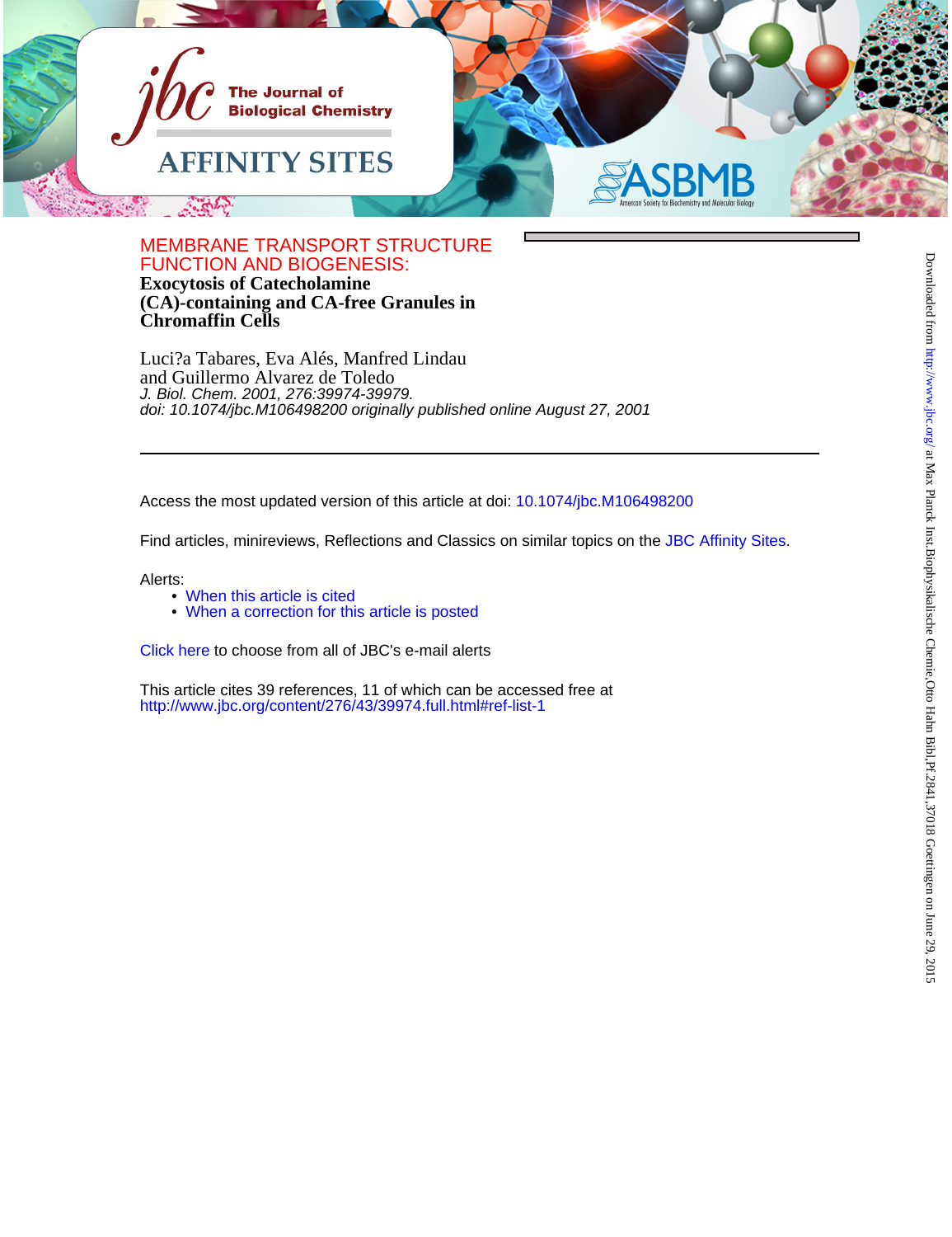MEMBRANE TRANSPORT STRUCTURE FUNCTION AND BIOGENESIS:

**Exocytosis of Catecholamine (CA)-containing and CA-free Granules in Chromaffin Cells**

Luci?a Tabares, Eva Alés, Manfred Lindau and Guillermo Alvarez de Toledo

*J. Biol. Chem. 2001, 276:39974-39979.*

*doi: 10.1074/jbc.M106498200 originally published online August 27, 2001*

---

Access the most updated version of this article at doi: 10.1074/jbc.M106498200

Find articles, minireviews, Reflections and Classics on similar topics on the JBC Affinity Sites.

Alerts:

- When this article is cited
- When a correction for this article is posted

Click here to choose from all of JBC's e-mail alerts

This article cites 39 references, 11 of which can be accessed free at http://www.jbc.org/content/276/43/39974.full.html#ref-list-1

Downloaded from http://www.jbc.org/ at Max Planck Inst.Biophysikalische Chemie,Otto Hahn Bibl,Pf.2841,37018 Goettingen on June 29, 2015